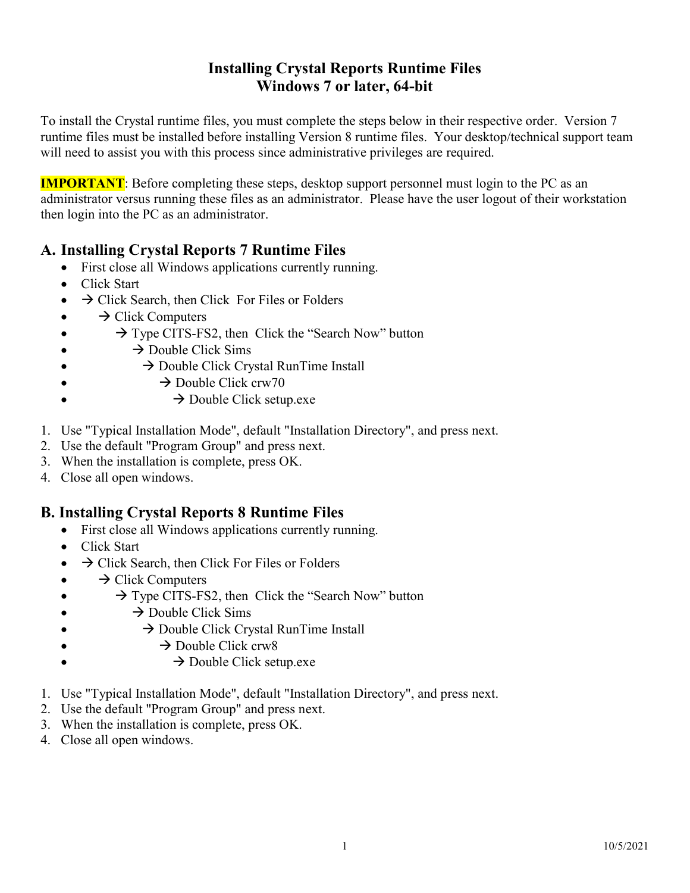# Installing Crystal Reports Runtime Files
# Windows 7 or later, 64-bit

To install the Crystal runtime files, you must complete the steps below in their respective order. Version 7 runtime files must be installed before installing Version 8 runtime files. Your desktop/technical support team will need to assist you with this process since administrative privileges are required.

**IMPORTANT**: Before completing these steps, desktop support personnel must login to the PC as an administrator versus running these files as an administrator. Please have the user logout of their workstation then login into the PC as an administrator.

## A. Installing Crystal Reports 7 Runtime Files

- First close all Windows applications currently running.
- Click Start
- → Click Search, then Click For Files or Folders
- → Click Computers
- → Type CITS-FS2, then Click the "Search Now" button
- → Double Click Sims
- → Double Click Crystal RunTime Install
- → Double Click crw70
- → Double Click setup.exe

1. Use "Typical Installation Mode", default "Installation Directory", and press next.
2. Use the default "Program Group" and press next.
3. When the installation is complete, press OK.
4. Close all open windows.

## B. Installing Crystal Reports 8 Runtime Files

- First close all Windows applications currently running.
- Click Start
- → Click Search, then Click For Files or Folders
- → Click Computers
- → Type CITS-FS2, then Click the "Search Now" button
- → Double Click Sims
- → Double Click Crystal RunTime Install
- → Double Click crw8
- → Double Click setup.exe

1. Use "Typical Installation Mode", default "Installation Directory", and press next.
2. Use the default "Program Group" and press next.
3. When the installation is complete, press OK.
4. Close all open windows.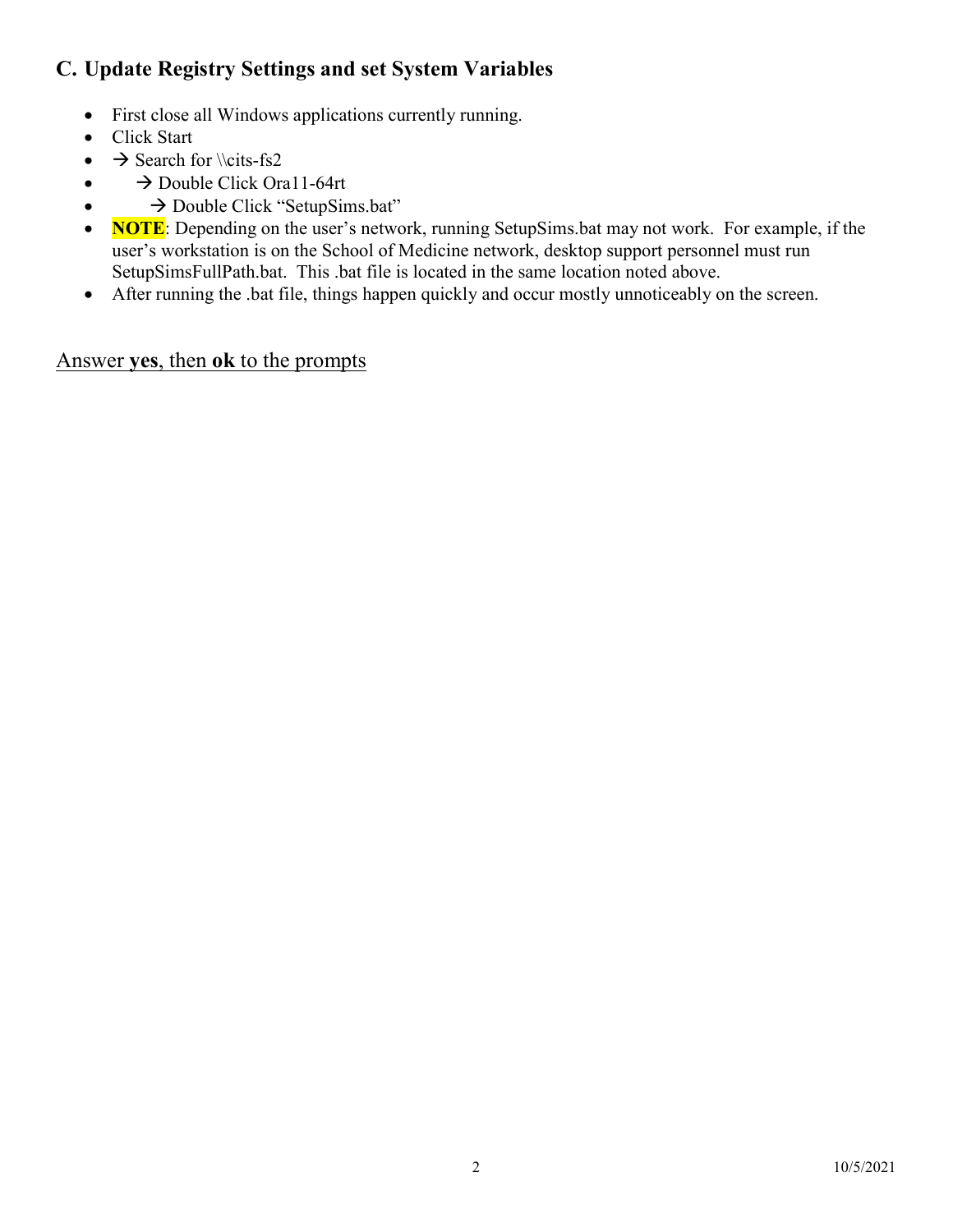## C. Update Registry Settings and set System Variables

- First close all Windows applications currently running.
- Click Start
- → Search for \\cits-fs2
- → Double Click Ora11-64rt
- → Double Click "SetupSims.bat"
- **NOTE**: Depending on the user's network, running SetupSims.bat may not work. For example, if the user's workstation is on the School of Medicine network, desktop support personnel must run SetupSimsFullPath.bat. This .bat file is located in the same location noted above.
- After running the .bat file, things happen quickly and occur mostly unnoticeably on the screen.

Answer **yes**, then **ok** to the prompts